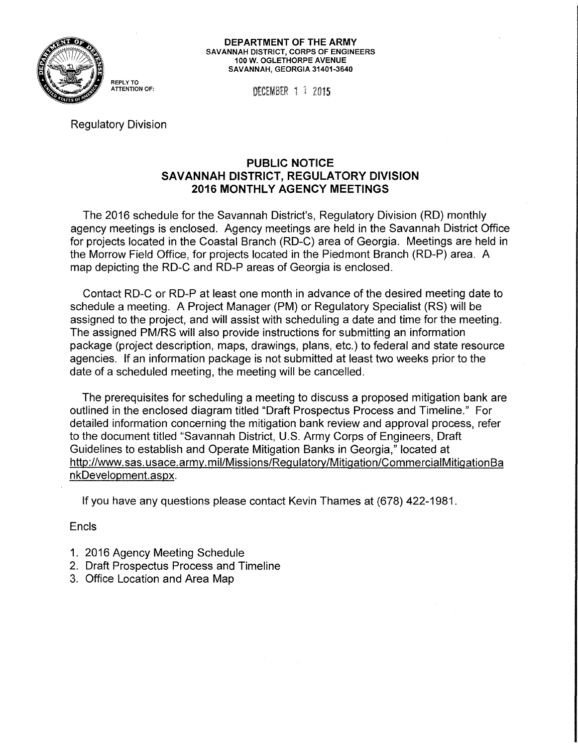DEPARTMENT OF THE ARMY
SAVANNAH DISTRICT, CORPS OF ENGINEERS
100 W. OGLETHORPE AVENUE
SAVANNAH, GEORGIA 31401-3640

REPLY TO ATTENTION OF:

DECEMBER 1 7 2015

Regulatory Division

## PUBLIC NOTICE
## SAVANNAH DISTRICT, REGULATORY DIVISION
## 2016 MONTHLY AGENCY MEETINGS

The 2016 schedule for the Savannah District's, Regulatory Division (RD) monthly agency meetings is enclosed. Agency meetings are held in the Savannah District Office for projects located in the Coastal Branch (RD-C) area of Georgia. Meetings are held in the Morrow Field Office, for projects located in the Piedmont Branch (RD-P) area. A map depicting the RD-C and RD-P areas of Georgia is enclosed.

Contact RD-C or RD-P at least one month in advance of the desired meeting date to schedule a meeting. A Project Manager (PM) or Regulatory Specialist (RS) will be assigned to the project, and will assist with scheduling a date and time for the meeting. The assigned PM/RS will also provide instructions for submitting an information package (project description, maps, drawings, plans, etc.) to federal and state resource agencies. If an information package is not submitted at least two weeks prior to the date of a scheduled meeting, the meeting will be cancelled.

The prerequisites for scheduling a meeting to discuss a proposed mitigation bank are outlined in the enclosed diagram titled "Draft Prospectus Process and Timeline." For detailed information concerning the mitigation bank review and approval process, refer to the document titled "Savannah District, U.S. Army Corps of Engineers, Draft Guidelines to establish and Operate Mitigation Banks in Georgia," located at http://www.sas.usace.army.mil/Missions/Regulatory/Mitigation/CommercialMitigationBankDevelopment.aspx.

If you have any questions please contact Kevin Thames at (678) 422-1981.

Encls

1. 2016 Agency Meeting Schedule
2. Draft Prospectus Process and Timeline
3. Office Location and Area Map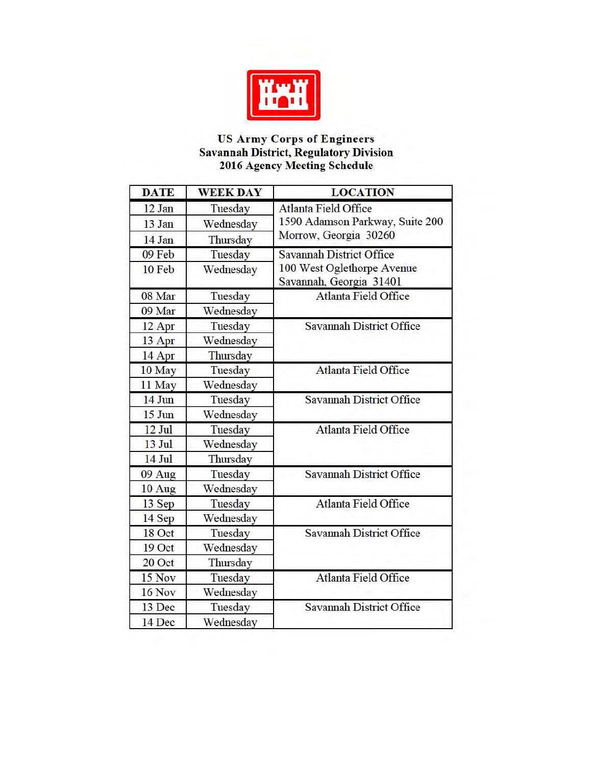**US Army Corps of Engineers**
**Savannah District, Regulatory Division**
**2016 Agency Meeting Schedule**

| DATE | WEEK DAY | LOCATION |
|---|---|---|
| 12 Jan | Tuesday | Atlanta Field Office<br>1590 Adamson Parkway, Suite 200<br>Morrow, Georgia 30260 |
| 13 Jan | Wednesday | |
| 14 Jan | Thursday | |
| 09 Feb | Tuesday | Savannah District Office<br>100 West Oglethorpe Avenue<br>Savannah, Georgia 31401 |
| 10 Feb | Wednesday | |
| 08 Mar | Tuesday | Atlanta Field Office |
| 09 Mar | Wednesday | |
| 12 Apr | Tuesday | Savannah District Office |
| 13 Apr | Wednesday | |
| 14 Apr | Thursday | |
| 10 May | Tuesday | Atlanta Field Office |
| 11 May | Wednesday | |
| 14 Jun | Tuesday | Savannah District Office |
| 15 Jun | Wednesday | |
| 12 Jul | Tuesday | Atlanta Field Office |
| 13 Jul | Wednesday | |
| 14 Jul | Thursday | |
| 09 Aug | Tuesday | Savannah District Office |
| 10 Aug | Wednesday | |
| 13 Sep | Tuesday | Atlanta Field Office |
| 14 Sep | Wednesday | |
| 18 Oct | Tuesday | Savannah District Office |
| 19 Oct | Wednesday | |
| 20 Oct | Thursday | |
| 15 Nov | Tuesday | Atlanta Field Office |
| 16 Nov | Wednesday | |
| 13 Dec | Tuesday | Savannah District Office |
| 14 Dec | Wednesday | |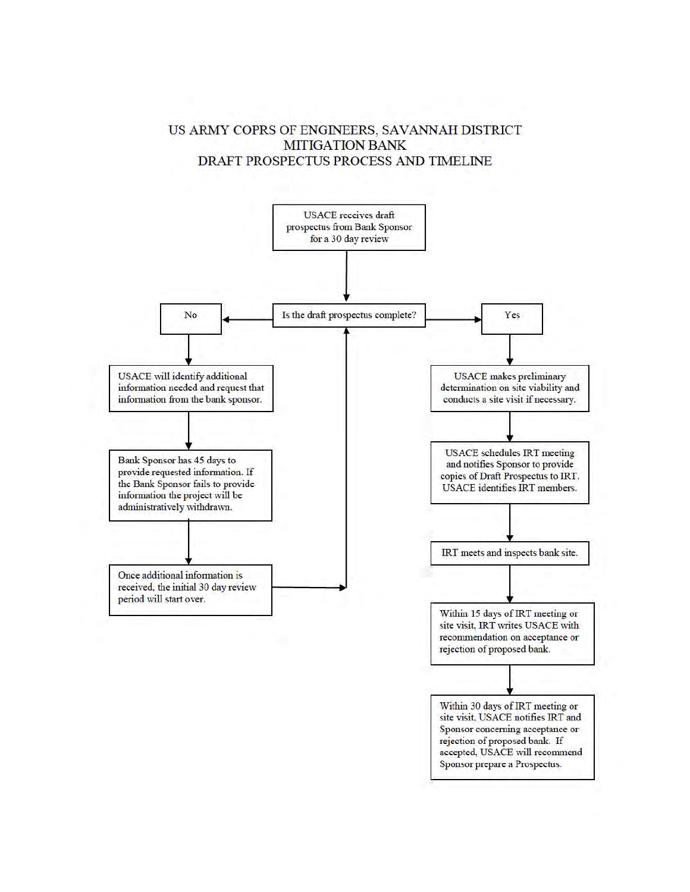# US ARMY COPRS OF ENGINEERS, SAVANNAH DISTRICT
# MITIGATION BANK
# DRAFT PROSPECTUS PROCESS AND TIMELINE

USACE receives draft prospectus from Bank Sponsor for a 30 day review

Is the draft prospectus complete?

**No**

- USACE will identify additional information needed and request that information from the bank sponsor.
- Bank Sponsor has 45 days to provide requested information. If the Bank Sponsor fails to provide information the project will be administratively withdrawn.
- Once additional information is received, the initial 30 day review period will start over.

**Yes**

- USACE makes preliminary determination on site viability and conducts a site visit if necessary.
- USACE schedules IRT meeting and notifies Sponsor to provide copies of Draft Prospectus to IRT. USACE identifies IRT members.
- IRT meets and inspects bank site.
- Within 15 days of IRT meeting or site visit, IRT writes USACE with recommendation on acceptance or rejection of proposed bank.
- Within 30 days of IRT meeting or site visit, USACE notifies IRT and Sponsor concerning acceptance or rejection of proposed bank. If accepted, USACE will recommend Sponsor prepare a Prospectus.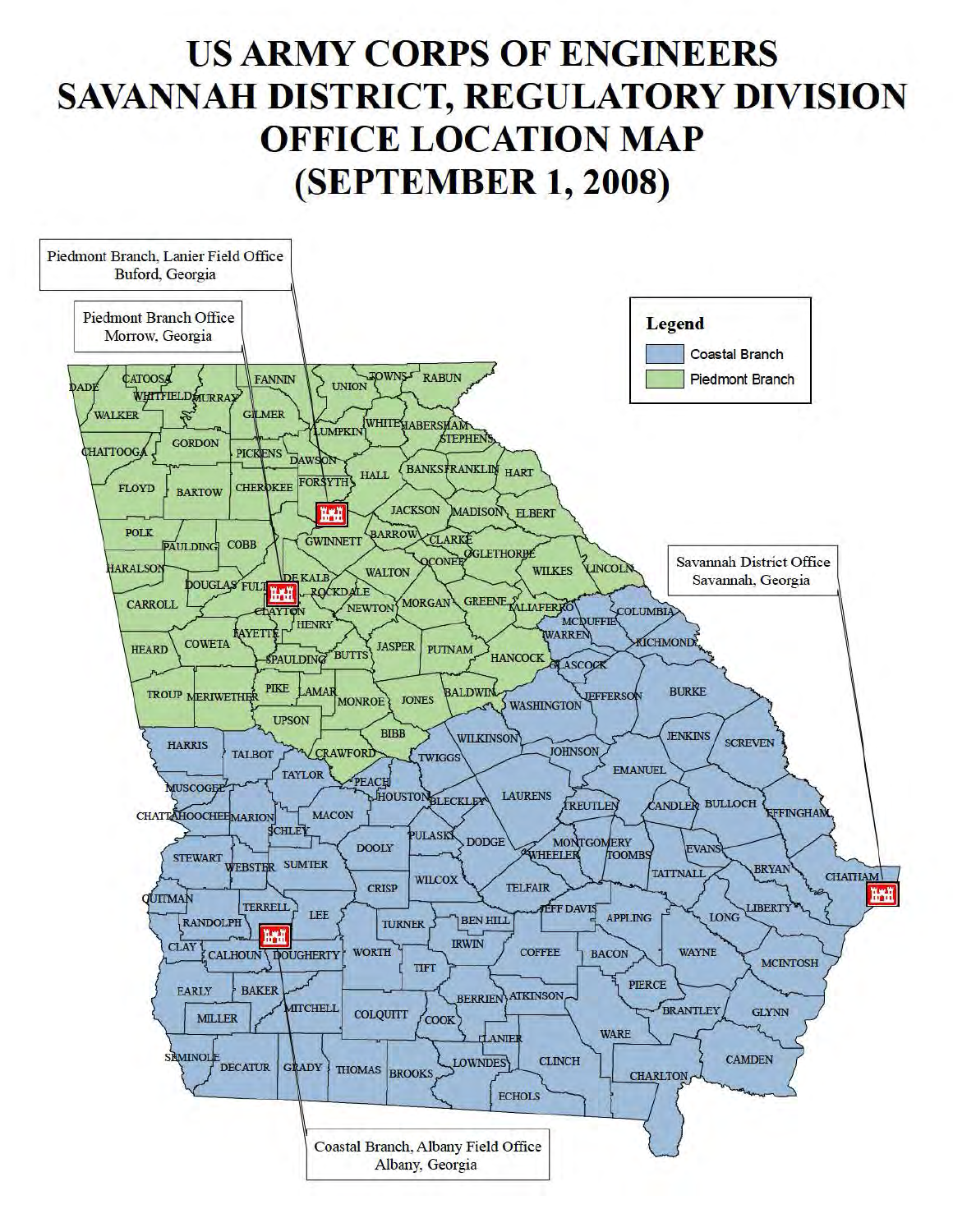# US ARMY CORPS OF ENGINEERS SAVANNAH DISTRICT, REGULATORY DIVISION OFFICE LOCATION MAP (SEPTEMBER 1, 2008)

Piedmont Branch, Lanier Field Office
Buford, Georgia

Piedmont Branch Office
Morrow, Georgia

Legend

Coastal Branch

Piedmont Branch

Savannah District Office
Savannah, Georgia

Coastal Branch, Albany Field Office
Albany, Georgia

DADE
CATOOSA
WHITFIELD
MURRAY
FANNIN
UNION
TOWNS
RABUN
WALKER
GILMER
LUMPKIN
WHITE
HABERSHAM
STEPHENS
CHATTOOGA
GORDON
PICKENS
DAWSON
HALL
BANKS
FRANKLIN
HART
FLOYD
BARTOW
CHEROKEE
FORSYTH
JACKSON
MADISON
ELBERT
POLK
PAULDING
COBB
GWINNETT
BARROW
CLARKE
OGLETHORPE
HARALSON
DOUGLAS
FULTON
DE KALB
WALTON
OCONEE
WILKES
LINCOLN
ROCKDALE
CARROLL
CLAYTON
NEWTON
MORGAN
GREENE
TALIAFERRO
COLUMBIA
HENRY
MCDUFFIE
WARREN
RICHMOND
HEARD
COWETA
FAYETTE
JASPER
PUTNAM
HANCOCK
SPAULDING
BUTTS
GLASCOCK
TROUP
MERIWETHER
PIKE
LAMAR
MONROE
JONES
BALDWIN
WASHINGTON
JEFFERSON
BURKE
UPSON
BIBB
HARRIS
TALBOT
CRAWFORD
WILKINSON
JOHNSON
JENKINS
SCREVEN
TAYLOR
TWIGGS
EMANUEL
MUSCOGEE
PEACH
HOUSTON
BLECKLEY
LAURENS
TREUTLEN
CANDLER
BULLOCH
EFFINGHAM
CHATTAHOOCHEE
MARION
MACON
SCHLEY
PULASKI
DODGE
MONTGOMERY
WHEELER
TOOMBS
EVANS
STEWART
WEBSTER
SUMTER
DOOLY
BRYAN
WILCOX
TATTNALL
CHATHAM
CRISP
TELFAIR
QUITMAN
TERRELL
LEE
JEFF DAVIS
APPLING
LIBERTY
LONG
RANDOLPH
TURNER
BEN HILL
CLAY
CALHOUN
DOUGHERTY
WORTH
IRWIN
COFFEE
BACON
WAYNE
MCINTOSH
TIFT
EARLY
BAKER
PIERCE
MITCHELL
BERRIEN
ATKINSON
BRANTLEY
GLYNN
MILLER
COLQUITT
COOK
LANIER
WARE
SEMINOLE
DECATUR
GRADY
THOMAS
BROOKS
LOWNDES
CLINCH
CAMDEN
CHARLTON
ECHOLS